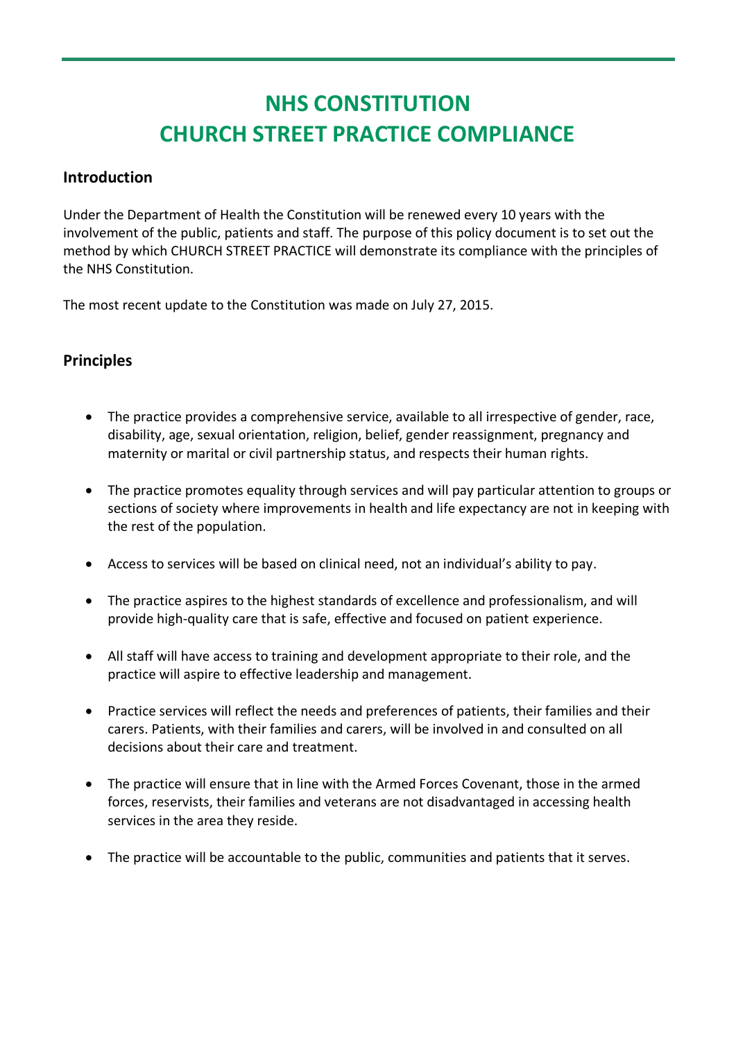# NHS CONSTITUTION
# CHURCH STREET PRACTICE COMPLIANCE

## Introduction

Under the Department of Health the Constitution will be renewed every 10 years with the involvement of the public, patients and staff. The purpose of this policy document is to set out the method by which CHURCH STREET PRACTICE will demonstrate its compliance with the principles of the NHS Constitution.

The most recent update to the Constitution was made on July 27, 2015.

## Principles

- The practice provides a comprehensive service, available to all irrespective of gender, race, disability, age, sexual orientation, religion, belief, gender reassignment, pregnancy and maternity or marital or civil partnership status, and respects their human rights.
- The practice promotes equality through services and will pay particular attention to groups or sections of society where improvements in health and life expectancy are not in keeping with the rest of the population.
- Access to services will be based on clinical need, not an individual's ability to pay.
- The practice aspires to the highest standards of excellence and professionalism, and will provide high-quality care that is safe, effective and focused on patient experience.
- All staff will have access to training and development appropriate to their role, and the practice will aspire to effective leadership and management.
- Practice services will reflect the needs and preferences of patients, their families and their carers. Patients, with their families and carers, will be involved in and consulted on all decisions about their care and treatment.
- The practice will ensure that in line with the Armed Forces Covenant, those in the armed forces, reservists, their families and veterans are not disadvantaged in accessing health services in the area they reside.
- The practice will be accountable to the public, communities and patients that it serves.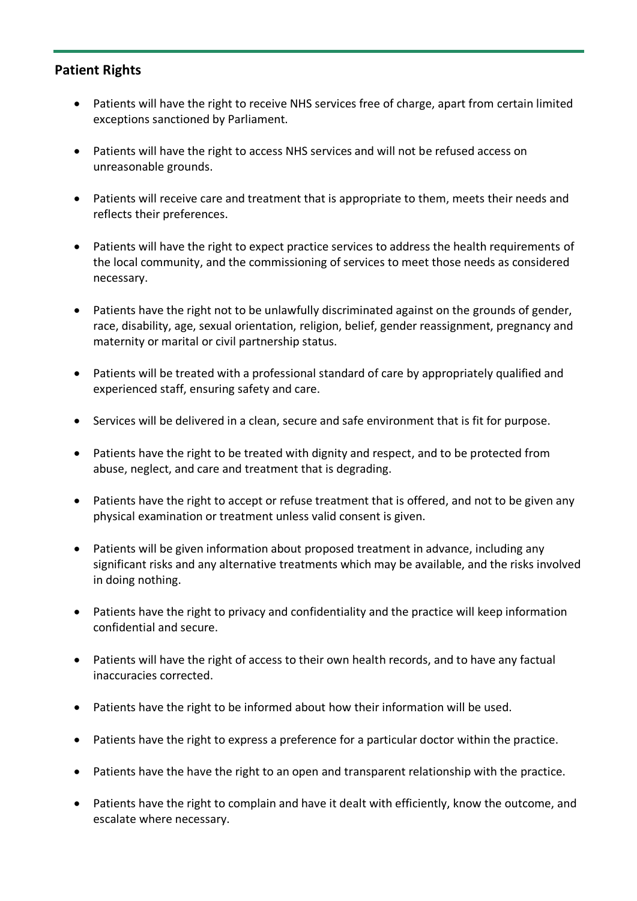## Patient Rights

- Patients will have the right to receive NHS services free of charge, apart from certain limited exceptions sanctioned by Parliament.
- Patients will have the right to access NHS services and will not be refused access on unreasonable grounds.
- Patients will receive care and treatment that is appropriate to them, meets their needs and reflects their preferences.
- Patients will have the right to expect practice services to address the health requirements of the local community, and the commissioning of services to meet those needs as considered necessary.
- Patients have the right not to be unlawfully discriminated against on the grounds of gender, race, disability, age, sexual orientation, religion, belief, gender reassignment, pregnancy and maternity or marital or civil partnership status.
- Patients will be treated with a professional standard of care by appropriately qualified and experienced staff, ensuring safety and care.
- Services will be delivered in a clean, secure and safe environment that is fit for purpose.
- Patients have the right to be treated with dignity and respect, and to be protected from abuse, neglect, and care and treatment that is degrading.
- Patients have the right to accept or refuse treatment that is offered, and not to be given any physical examination or treatment unless valid consent is given.
- Patients will be given information about proposed treatment in advance, including any significant risks and any alternative treatments which may be available, and the risks involved in doing nothing.
- Patients have the right to privacy and confidentiality and the practice will keep information confidential and secure.
- Patients will have the right of access to their own health records, and to have any factual inaccuracies corrected.
- Patients have the right to be informed about how their information will be used.
- Patients have the right to express a preference for a particular doctor within the practice.
- Patients have the have the right to an open and transparent relationship with the practice.
- Patients have the right to complain and have it dealt with efficiently, know the outcome, and escalate where necessary.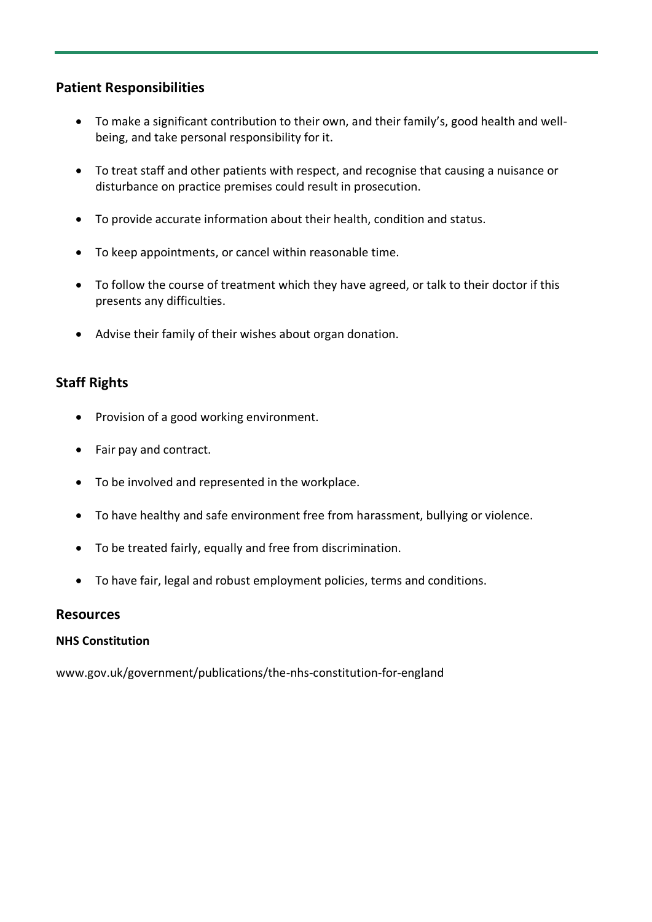## Patient Responsibilities

- To make a significant contribution to their own, and their family's, good health and well-being, and take personal responsibility for it.
- To treat staff and other patients with respect, and recognise that causing a nuisance or disturbance on practice premises could result in prosecution.
- To provide accurate information about their health, condition and status.
- To keep appointments, or cancel within reasonable time.
- To follow the course of treatment which they have agreed, or talk to their doctor if this presents any difficulties.
- Advise their family of their wishes about organ donation.

## Staff Rights

- Provision of a good working environment.
- Fair pay and contract.
- To be involved and represented in the workplace.
- To have healthy and safe environment free from harassment, bullying or violence.
- To be treated fairly, equally and free from discrimination.
- To have fair, legal and robust employment policies, terms and conditions.

## Resources

**NHS Constitution**

www.gov.uk/government/publications/the-nhs-constitution-for-england